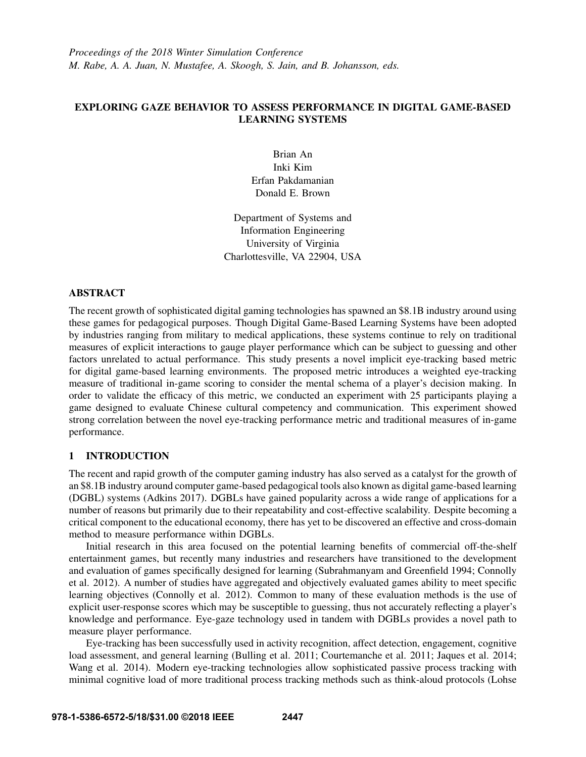*Proceedings of the 2018 Winter Simulation Conference*
*M. Rabe, A. A. Juan, N. Mustafee, A. Skoogh, S. Jain, and B. Johansson, eds.*

# EXPLORING GAZE BEHAVIOR TO ASSESS PERFORMANCE IN DIGITAL GAME-BASED LEARNING SYSTEMS

Brian An
Inki Kim
Erfan Pakdamanian
Donald E. Brown

Department of Systems and
Information Engineering
University of Virginia
Charlottesville, VA 22904, USA

## ABSTRACT

The recent growth of sophisticated digital gaming technologies has spawned an $8.1B industry around using these games for pedagogical purposes. Though Digital Game-Based Learning Systems have been adopted by industries ranging from military to medical applications, these systems continue to rely on traditional measures of explicit interactions to gauge player performance which can be subject to guessing and other factors unrelated to actual performance. This study presents a novel implicit eye-tracking based metric for digital game-based learning environments. The proposed metric introduces a weighted eye-tracking measure of traditional in-game scoring to consider the mental schema of a player's decision making. In order to validate the efficacy of this metric, we conducted an experiment with 25 participants playing a game designed to evaluate Chinese cultural competency and communication. This experiment showed strong correlation between the novel eye-tracking performance metric and traditional measures of in-game performance.

## 1 INTRODUCTION

The recent and rapid growth of the computer gaming industry has also served as a catalyst for the growth of an $8.1B industry around computer game-based pedagogical tools also known as digital game-based learning (DGBL) systems (Adkins 2017). DGBLs have gained popularity across a wide range of applications for a number of reasons but primarily due to their repeatability and cost-effective scalability. Despite becoming a critical component to the educational economy, there has yet to be discovered an effective and cross-domain method to measure performance within DGBLs.

Initial research in this area focused on the potential learning benefits of commercial off-the-shelf entertainment games, but recently many industries and researchers have transitioned to the development and evaluation of games specifically designed for learning (Subrahmanyam and Greenfield 1994; Connolly et al. 2012). A number of studies have aggregated and objectively evaluated games ability to meet specific learning objectives (Connolly et al. 2012). Common to many of these evaluation methods is the use of explicit user-response scores which may be susceptible to guessing, thus not accurately reflecting a player's knowledge and performance. Eye-gaze technology used in tandem with DGBLs provides a novel path to measure player performance.

Eye-tracking has been successfully used in activity recognition, affect detection, engagement, cognitive load assessment, and general learning (Bulling et al. 2011; Courtemanche et al. 2011; Jaques et al. 2014; Wang et al. 2014). Modern eye-tracking technologies allow sophisticated passive process tracking with minimal cognitive load of more traditional process tracking methods such as think-aloud protocols (Lohse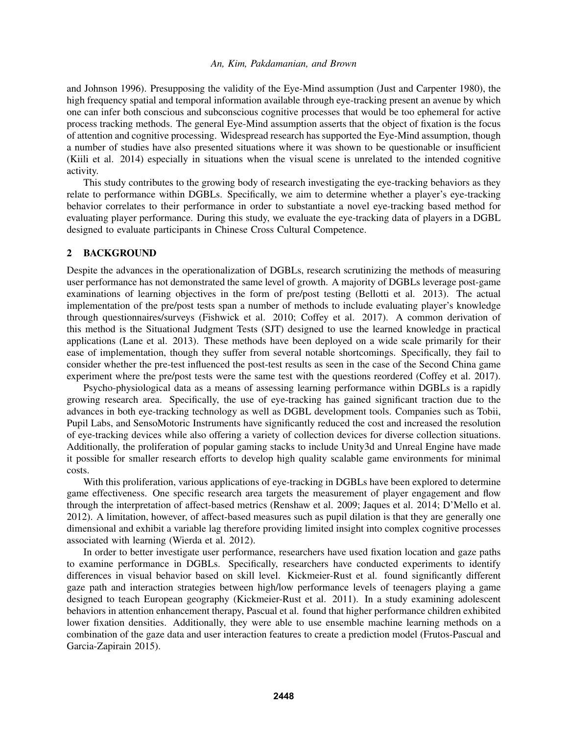and Johnson 1996). Presupposing the validity of the Eye-Mind assumption (Just and Carpenter 1980), the high frequency spatial and temporal information available through eye-tracking present an avenue by which one can infer both conscious and subconscious cognitive processes that would be too ephemeral for active process tracking methods. The general Eye-Mind assumption asserts that the object of fixation is the focus of attention and cognitive processing. Widespread research has supported the Eye-Mind assumption, though a number of studies have also presented situations where it was shown to be questionable or insufficient (Kiili et al. 2014) especially in situations when the visual scene is unrelated to the intended cognitive activity.

This study contributes to the growing body of research investigating the eye-tracking behaviors as they relate to performance within DGBLs. Specifically, we aim to determine whether a player's eye-tracking behavior correlates to their performance in order to substantiate a novel eye-tracking based method for evaluating player performance. During this study, we evaluate the eye-tracking data of players in a DGBL designed to evaluate participants in Chinese Cross Cultural Competence.

## 2 BACKGROUND

Despite the advances in the operationalization of DGBLs, research scrutinizing the methods of measuring user performance has not demonstrated the same level of growth. A majority of DGBLs leverage post-game examinations of learning objectives in the form of pre/post testing (Bellotti et al. 2013). The actual implementation of the pre/post tests span a number of methods to include evaluating player's knowledge through questionnaires/surveys (Fishwick et al. 2010; Coffey et al. 2017). A common derivation of this method is the Situational Judgment Tests (SJT) designed to use the learned knowledge in practical applications (Lane et al. 2013). These methods have been deployed on a wide scale primarily for their ease of implementation, though they suffer from several notable shortcomings. Specifically, they fail to consider whether the pre-test influenced the post-test results as seen in the case of the Second China game experiment where the pre/post tests were the same test with the questions reordered (Coffey et al. 2017).

Psycho-physiological data as a means of assessing learning performance within DGBLs is a rapidly growing research area. Specifically, the use of eye-tracking has gained significant traction due to the advances in both eye-tracking technology as well as DGBL development tools. Companies such as Tobii, Pupil Labs, and SensoMotoric Instruments have significantly reduced the cost and increased the resolution of eye-tracking devices while also offering a variety of collection devices for diverse collection situations. Additionally, the proliferation of popular gaming stacks to include Unity3d and Unreal Engine have made it possible for smaller research efforts to develop high quality scalable game environments for minimal costs.

With this proliferation, various applications of eye-tracking in DGBLs have been explored to determine game effectiveness. One specific research area targets the measurement of player engagement and flow through the interpretation of affect-based metrics (Renshaw et al. 2009; Jaques et al. 2014; D'Mello et al. 2012). A limitation, however, of affect-based measures such as pupil dilation is that they are generally one dimensional and exhibit a variable lag therefore providing limited insight into complex cognitive processes associated with learning (Wierda et al. 2012).

In order to better investigate user performance, researchers have used fixation location and gaze paths to examine performance in DGBLs. Specifically, researchers have conducted experiments to identify differences in visual behavior based on skill level. Kickmeier-Rust et al. found significantly different gaze path and interaction strategies between high/low performance levels of teenagers playing a game designed to teach European geography (Kickmeier-Rust et al. 2011). In a study examining adolescent behaviors in attention enhancement therapy, Pascual et al. found that higher performance children exhibited lower fixation densities. Additionally, they were able to use ensemble machine learning methods on a combination of the gaze data and user interaction features to create a prediction model (Frutos-Pascual and Garcia-Zapirain 2015).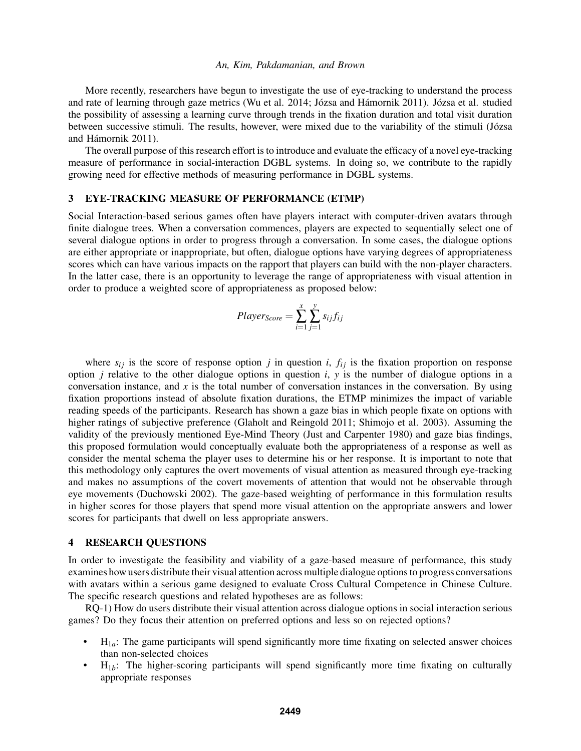More recently, researchers have begun to investigate the use of eye-tracking to understand the process and rate of learning through gaze metrics (Wu et al. 2014; Józsa and Hámornik 2011). Józsa et al. studied the possibility of assessing a learning curve through trends in the fixation duration and total visit duration between successive stimuli. The results, however, were mixed due to the variability of the stimuli (Józsa and Hámornik 2011).

The overall purpose of this research effort is to introduce and evaluate the efficacy of a novel eye-tracking measure of performance in social-interaction DGBL systems. In doing so, we contribute to the rapidly growing need for effective methods of measuring performance in DGBL systems.

## 3 EYE-TRACKING MEASURE OF PERFORMANCE (ETMP)

Social Interaction-based serious games often have players interact with computer-driven avatars through finite dialogue trees. When a conversation commences, players are expected to sequentially select one of several dialogue options in order to progress through a conversation. In some cases, the dialogue options are either appropriate or inappropriate, but often, dialogue options have varying degrees of appropriateness scores which can have various impacts on the rapport that players can build with the non-player characters. In the latter case, there is an opportunity to leverage the range of appropriateness with visual attention in order to produce a weighted score of appropriateness as proposed below:

$$Player_{Score} = \sum_{i=1}^{x} \sum_{j=1}^{y} s_{ij} f_{ij}$$

where $s_{ij}$ is the score of response option $j$ in question $i$, $f_{ij}$ is the fixation proportion on response option $j$ relative to the other dialogue options in question $i$, $y$ is the number of dialogue options in a conversation instance, and $x$ is the total number of conversation instances in the conversation. By using fixation proportions instead of absolute fixation durations, the ETMP minimizes the impact of variable reading speeds of the participants. Research has shown a gaze bias in which people fixate on options with higher ratings of subjective preference (Glaholt and Reingold 2011; Shimojo et al. 2003). Assuming the validity of the previously mentioned Eye-Mind Theory (Just and Carpenter 1980) and gaze bias findings, this proposed formulation would conceptually evaluate both the appropriateness of a response as well as consider the mental schema the player uses to determine his or her response. It is important to note that this methodology only captures the overt movements of visual attention as measured through eye-tracking and makes no assumptions of the covert movements of attention that would not be observable through eye movements (Duchowski 2002). The gaze-based weighting of performance in this formulation results in higher scores for those players that spend more visual attention on the appropriate answers and lower scores for participants that dwell on less appropriate answers.

## 4 RESEARCH QUESTIONS

In order to investigate the feasibility and viability of a gaze-based measure of performance, this study examines how users distribute their visual attention across multiple dialogue options to progress conversations with avatars within a serious game designed to evaluate Cross Cultural Competence in Chinese Culture. The specific research questions and related hypotheses are as follows:

RQ-1) How do users distribute their visual attention across dialogue options in social interaction serious games? Do they focus their attention on preferred options and less so on rejected options?

- $H_{1a}$: The game participants will spend significantly more time fixating on selected answer choices than non-selected choices
- $H_{1b}$: The higher-scoring participants will spend significantly more time fixating on culturally appropriate responses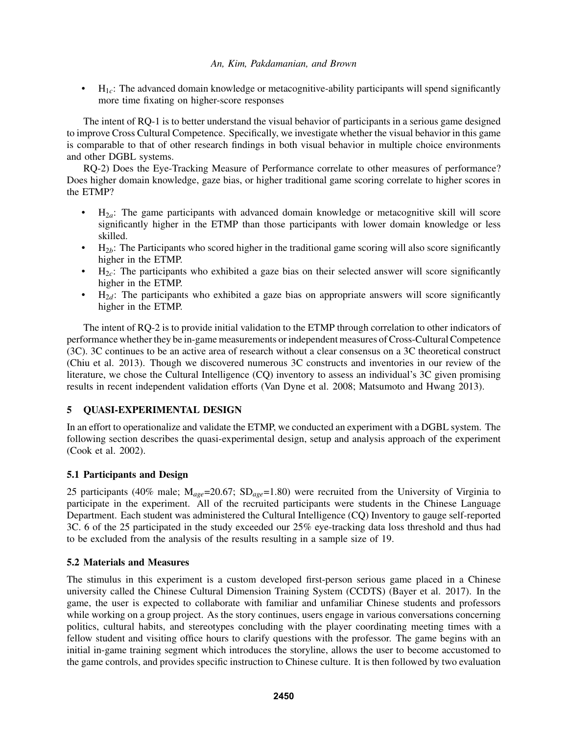- $H_{1c}$: The advanced domain knowledge or metacognitive-ability participants will spend significantly more time fixating on higher-score responses

The intent of RQ-1 is to better understand the visual behavior of participants in a serious game designed to improve Cross Cultural Competence. Specifically, we investigate whether the visual behavior in this game is comparable to that of other research findings in both visual behavior in multiple choice environments and other DGBL systems.

RQ-2) Does the Eye-Tracking Measure of Performance correlate to other measures of performance? Does higher domain knowledge, gaze bias, or higher traditional game scoring correlate to higher scores in the ETMP?

- $H_{2a}$: The game participants with advanced domain knowledge or metacognitive skill will score significantly higher in the ETMP than those participants with lower domain knowledge or less skilled.
- $H_{2b}$: The Participants who scored higher in the traditional game scoring will also score significantly higher in the ETMP.
- $H_{2c}$: The participants who exhibited a gaze bias on their selected answer will score significantly higher in the ETMP.
- $H_{2d}$: The participants who exhibited a gaze bias on appropriate answers will score significantly higher in the ETMP.

The intent of RQ-2 is to provide initial validation to the ETMP through correlation to other indicators of performance whether they be in-game measurements or independent measures of Cross-Cultural Competence (3C). 3C continues to be an active area of research without a clear consensus on a 3C theoretical construct (Chiu et al. 2013). Though we discovered numerous 3C constructs and inventories in our review of the literature, we chose the Cultural Intelligence (CQ) inventory to assess an individual's 3C given promising results in recent independent validation efforts (Van Dyne et al. 2008; Matsumoto and Hwang 2013).

## 5 QUASI-EXPERIMENTAL DESIGN

In an effort to operationalize and validate the ETMP, we conducted an experiment with a DGBL system. The following section describes the quasi-experimental design, setup and analysis approach of the experiment (Cook et al. 2002).

### 5.1 Participants and Design

25 participants (40% male; $M_{age}$=20.67; $SD_{age}$=1.80) were recruited from the University of Virginia to participate in the experiment. All of the recruited participants were students in the Chinese Language Department. Each student was administered the Cultural Intelligence (CQ) Inventory to gauge self-reported 3C. 6 of the 25 participated in the study exceeded our 25% eye-tracking data loss threshold and thus had to be excluded from the analysis of the results resulting in a sample size of 19.

### 5.2 Materials and Measures

The stimulus in this experiment is a custom developed first-person serious game placed in a Chinese university called the Chinese Cultural Dimension Training System (CCDTS) (Bayer et al. 2017). In the game, the user is expected to collaborate with familiar and unfamiliar Chinese students and professors while working on a group project. As the story continues, users engage in various conversations concerning politics, cultural habits, and stereotypes concluding with the player coordinating meeting times with a fellow student and visiting office hours to clarify questions with the professor. The game begins with an initial in-game training segment which introduces the storyline, allows the user to become accustomed to the game controls, and provides specific instruction to Chinese culture. It is then followed by two evaluation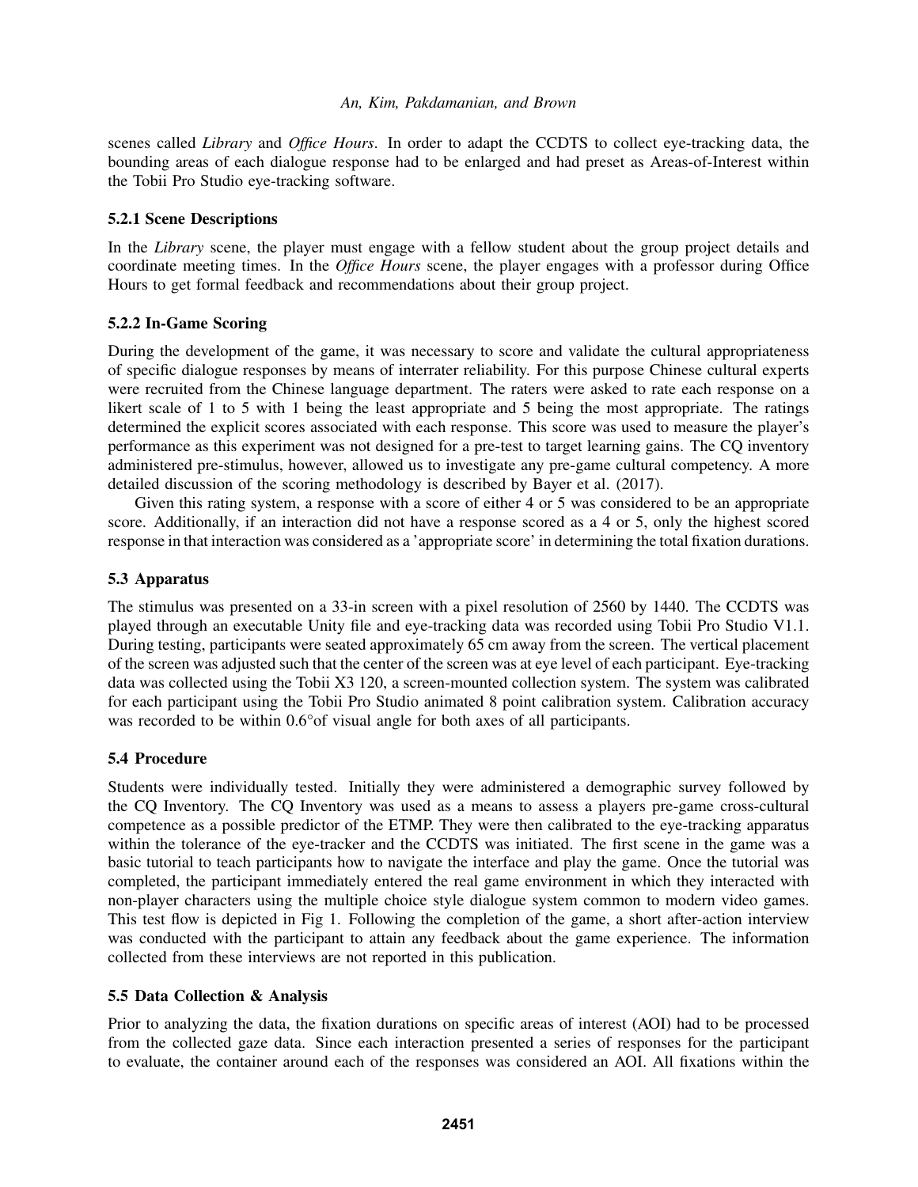scenes called *Library* and *Office Hours*. In order to adapt the CCDTS to collect eye-tracking data, the bounding areas of each dialogue response had to be enlarged and had preset as Areas-of-Interest within the Tobii Pro Studio eye-tracking software.

#### 5.2.1 Scene Descriptions

In the *Library* scene, the player must engage with a fellow student about the group project details and coordinate meeting times. In the *Office Hours* scene, the player engages with a professor during Office Hours to get formal feedback and recommendations about their group project.

#### 5.2.2 In-Game Scoring

During the development of the game, it was necessary to score and validate the cultural appropriateness of specific dialogue responses by means of interrater reliability. For this purpose Chinese cultural experts were recruited from the Chinese language department. The raters were asked to rate each response on a likert scale of 1 to 5 with 1 being the least appropriate and 5 being the most appropriate. The ratings determined the explicit scores associated with each response. This score was used to measure the player's performance as this experiment was not designed for a pre-test to target learning gains. The CQ inventory administered pre-stimulus, however, allowed us to investigate any pre-game cultural competency. A more detailed discussion of the scoring methodology is described by Bayer et al. (2017).

Given this rating system, a response with a score of either 4 or 5 was considered to be an appropriate score. Additionally, if an interaction did not have a response scored as a 4 or 5, only the highest scored response in that interaction was considered as a 'appropriate score' in determining the total fixation durations.

### 5.3 Apparatus

The stimulus was presented on a 33-in screen with a pixel resolution of 2560 by 1440. The CCDTS was played through an executable Unity file and eye-tracking data was recorded using Tobii Pro Studio V1.1. During testing, participants were seated approximately 65 cm away from the screen. The vertical placement of the screen was adjusted such that the center of the screen was at eye level of each participant. Eye-tracking data was collected using the Tobii X3 120, a screen-mounted collection system. The system was calibrated for each participant using the Tobii Pro Studio animated 8 point calibration system. Calibration accuracy was recorded to be within 0.6°of visual angle for both axes of all participants.

### 5.4 Procedure

Students were individually tested. Initially they were administered a demographic survey followed by the CQ Inventory. The CQ Inventory was used as a means to assess a players pre-game cross-cultural competence as a possible predictor of the ETMP. They were then calibrated to the eye-tracking apparatus within the tolerance of the eye-tracker and the CCDTS was initiated. The first scene in the game was a basic tutorial to teach participants how to navigate the interface and play the game. Once the tutorial was completed, the participant immediately entered the real game environment in which they interacted with non-player characters using the multiple choice style dialogue system common to modern video games. This test flow is depicted in Fig 1. Following the completion of the game, a short after-action interview was conducted with the participant to attain any feedback about the game experience. The information collected from these interviews are not reported in this publication.

### 5.5 Data Collection & Analysis

Prior to analyzing the data, the fixation durations on specific areas of interest (AOI) had to be processed from the collected gaze data. Since each interaction presented a series of responses for the participant to evaluate, the container around each of the responses was considered an AOI. All fixations within the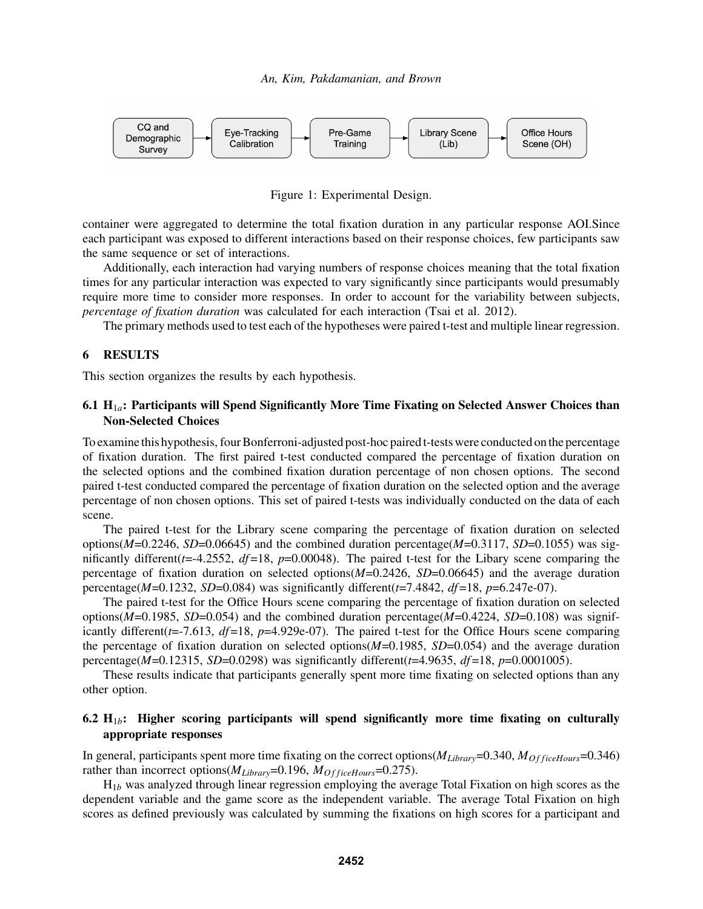CQ and Demographic Survey → Eye-Tracking Calibration → Pre-Game Training → Library Scene (Lib) → Office Hours Scene (OH)

Figure 1: Experimental Design.

container were aggregated to determine the total fixation duration in any particular response AOI.Since each participant was exposed to different interactions based on their response choices, few participants saw the same sequence or set of interactions.

Additionally, each interaction had varying numbers of response choices meaning that the total fixation times for any particular interaction was expected to vary significantly since participants would presumably require more time to consider more responses. In order to account for the variability between subjects, *percentage of fixation duration* was calculated for each interaction (Tsai et al. 2012).

The primary methods used to test each of the hypotheses were paired t-test and multiple linear regression.

## 6 RESULTS

This section organizes the results by each hypothesis.

### 6.1 $H_{1a}$: Participants will Spend Significantly More Time Fixating on Selected Answer Choices than Non-Selected Choices

To examine this hypothesis, four Bonferroni-adjusted post-hoc paired t-tests were conducted on the percentage of fixation duration. The first paired t-test conducted compared the percentage of fixation duration on the selected options and the combined fixation duration percentage of non chosen options. The second paired t-test conducted compared the percentage of fixation duration on the selected option and the average percentage of non chosen options. This set of paired t-tests was individually conducted on the data of each scene.

The paired t-test for the Library scene comparing the percentage of fixation duration on selected options($M$=0.2246, $SD$=0.06645) and the combined duration percentage($M$=0.3117, $SD$=0.1055) was significantly different($t$=-4.2552, $df$=18, $p$=0.00048). The paired t-test for the Libary scene comparing the percentage of fixation duration on selected options($M$=0.2426, $SD$=0.06645) and the average duration percentage($M$=0.1232, $SD$=0.084) was significantly different($t$=7.4842, $df$=18, $p$=6.247e-07).

The paired t-test for the Office Hours scene comparing the percentage of fixation duration on selected options($M$=0.1985, $SD$=0.054) and the combined duration percentage($M$=0.4224, $SD$=0.108) was significantly different($t$=-7.613, $df$=18, $p$=4.929e-07). The paired t-test for the Office Hours scene comparing the percentage of fixation duration on selected options($M$=0.1985, $SD$=0.054) and the average duration percentage($M$=0.12315, $SD$=0.0298) was significantly different($t$=4.9635, $df$=18, $p$=0.0001005).

These results indicate that participants generally spent more time fixating on selected options than any other option.

### 6.2 $H_{1b}$: Higher scoring participants will spend significantly more time fixating on culturally appropriate responses

In general, participants spent more time fixating on the correct options($M_{Library}$=0.340, $M_{OfficeHours}$=0.346) rather than incorrect options($M_{Library}$=0.196, $M_{OfficeHours}$=0.275).

$H_{1b}$ was analyzed through linear regression employing the average Total Fixation on high scores as the dependent variable and the game score as the independent variable. The average Total Fixation on high scores as defined previously was calculated by summing the fixations on high scores for a participant and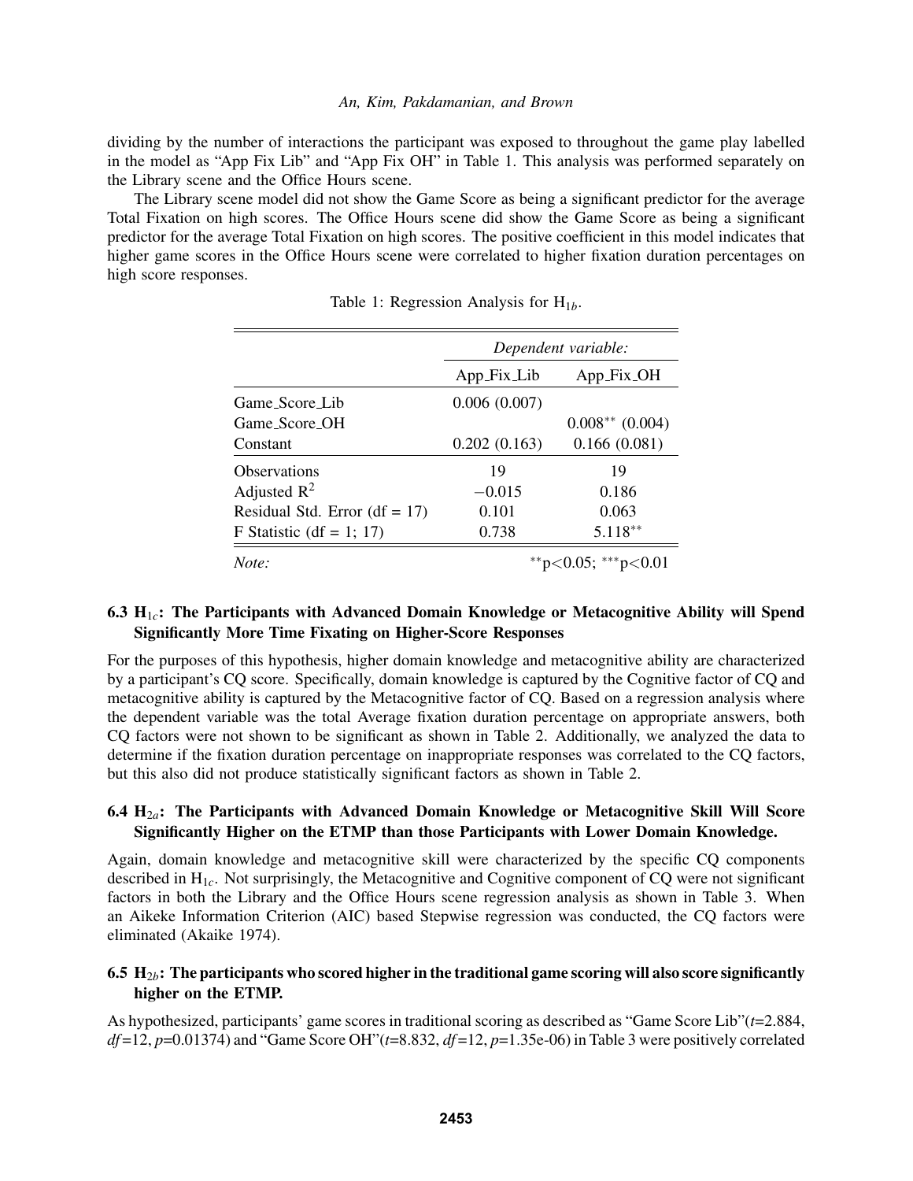dividing by the number of interactions the participant was exposed to throughout the game play labelled in the model as "App Fix Lib" and "App Fix OH" in Table 1. This analysis was performed separately on the Library scene and the Office Hours scene.

The Library scene model did not show the Game Score as being a significant predictor for the average Total Fixation on high scores. The Office Hours scene did show the Game Score as being a significant predictor for the average Total Fixation on high scores. The positive coefficient in this model indicates that higher game scores in the Office Hours scene were correlated to higher fixation duration percentages on high score responses.

Table 1: Regression Analysis for $H_{1b}$.

| | *Dependent variable:* | |
|---|---|---|
| | App_Fix_Lib | App_Fix_OH |
| Game_Score_Lib | 0.006 (0.007) | |
| Game_Score_OH | | $0.008^{**}$ (0.004) |
| Constant | 0.202 (0.163) | 0.166 (0.081) |
| Observations | 19 | 19 |
| Adjusted $R^2$ | −0.015 | 0.186 |
| Residual Std. Error (df = 17) | 0.101 | 0.063 |
| F Statistic (df = 1; 17) | 0.738 | $5.118^{**}$ |
| *Note:* | | $^{**}p<0.05$; $^{***}p<0.01$ |

### 6.3 $H_{1c}$: The Participants with Advanced Domain Knowledge or Metacognitive Ability will Spend Significantly More Time Fixating on Higher-Score Responses

For the purposes of this hypothesis, higher domain knowledge and metacognitive ability are characterized by a participant's CQ score. Specifically, domain knowledge is captured by the Cognitive factor of CQ and metacognitive ability is captured by the Metacognitive factor of CQ. Based on a regression analysis where the dependent variable was the total Average fixation duration percentage on appropriate answers, both CQ factors were not shown to be significant as shown in Table 2. Additionally, we analyzed the data to determine if the fixation duration percentage on inappropriate responses was correlated to the CQ factors, but this also did not produce statistically significant factors as shown in Table 2.

### 6.4 $H_{2a}$: The Participants with Advanced Domain Knowledge or Metacognitive Skill Will Score Significantly Higher on the ETMP than those Participants with Lower Domain Knowledge.

Again, domain knowledge and metacognitive skill were characterized by the specific CQ components described in $H_{1c}$. Not surprisingly, the Metacognitive and Cognitive component of CQ were not significant factors in both the Library and the Office Hours scene regression analysis as shown in Table 3. When an Aikeke Information Criterion (AIC) based Stepwise regression was conducted, the CQ factors were eliminated (Akaike 1974).

### 6.5 $H_{2b}$: The participants who scored higher in the traditional game scoring will also score significantly higher on the ETMP.

As hypothesized, participants' game scores in traditional scoring as described as "Game Score Lib"($t$=2.884, $df$=12, $p$=0.01374) and "Game Score OH"($t$=8.832, $df$=12, $p$=1.35e-06) in Table 3 were positively correlated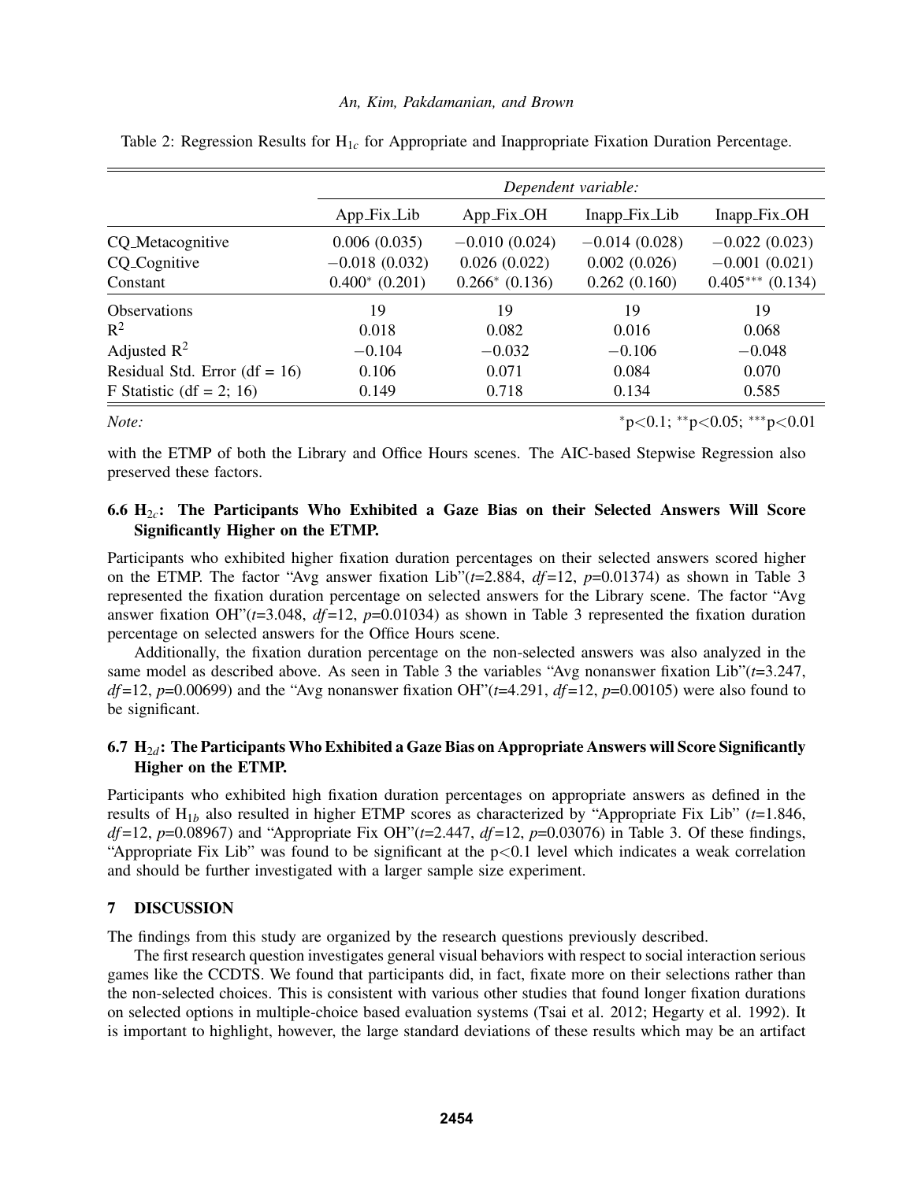Table 2: Regression Results for $H_{1c}$ for Appropriate and Inappropriate Fixation Duration Percentage.

| | *Dependent variable:* | | | |
|---|---|---|---|---|
| | App_Fix_Lib | App_Fix_OH | Inapp_Fix_Lib | Inapp_Fix_OH |
| CQ_Metacognitive | 0.006 (0.035) | −0.010 (0.024) | −0.014 (0.028) | −0.022 (0.023) |
| CQ_Cognitive | −0.018 (0.032) | 0.026 (0.022) | 0.002 (0.026) | −0.001 (0.021) |
| Constant | $0.400^{*}$ (0.201) | $0.266^{*}$ (0.136) | 0.262 (0.160) | $0.405^{***}$ (0.134) |
| Observations | 19 | 19 | 19 | 19 |
| $R^2$ | 0.018 | 0.082 | 0.016 | 0.068 |
| Adjusted $R^2$ | −0.104 | −0.032 | −0.106 | −0.048 |
| Residual Std. Error (df = 16) | 0.106 | 0.071 | 0.084 | 0.070 |
| F Statistic (df = 2; 16) | 0.149 | 0.718 | 0.134 | 0.585 |
| *Note:* | | | | $^{*}p<0.1$; $^{**}p<0.05$; $^{***}p<0.01$ |

with the ETMP of both the Library and Office Hours scenes. The AIC-based Stepwise Regression also preserved these factors.

### 6.6 $H_{2c}$: The Participants Who Exhibited a Gaze Bias on their Selected Answers Will Score Significantly Higher on the ETMP.

Participants who exhibited higher fixation duration percentages on their selected answers scored higher on the ETMP. The factor "Avg answer fixation Lib"($t$=2.884, $df$=12, $p$=0.01374) as shown in Table 3 represented the fixation duration percentage on selected answers for the Library scene. The factor "Avg answer fixation OH"($t$=3.048, $df$=12, $p$=0.01034) as shown in Table 3 represented the fixation duration percentage on selected answers for the Office Hours scene.

Additionally, the fixation duration percentage on the non-selected answers was also analyzed in the same model as described above. As seen in Table 3 the variables "Avg nonanswer fixation Lib"($t$=3.247, $df$=12, $p$=0.00699) and the "Avg nonanswer fixation OH"($t$=4.291, $df$=12, $p$=0.00105) were also found to be significant.

### 6.7 $H_{2d}$: The Participants Who Exhibited a Gaze Bias on Appropriate Answers will Score Significantly Higher on the ETMP.

Participants who exhibited high fixation duration percentages on appropriate answers as defined in the results of $H_{1b}$ also resulted in higher ETMP scores as characterized by "Appropriate Fix Lib" ($t$=1.846, $df$=12, $p$=0.08967) and "Appropriate Fix OH"($t$=2.447, $df$=12, $p$=0.03076) in Table 3. Of these findings, "Appropriate Fix Lib" was found to be significant at the $p<0.1$ level which indicates a weak correlation and should be further investigated with a larger sample size experiment.

## 7 DISCUSSION

The findings from this study are organized by the research questions previously described.

The first research question investigates general visual behaviors with respect to social interaction serious games like the CCDTS. We found that participants did, in fact, fixate more on their selections rather than the non-selected choices. This is consistent with various other studies that found longer fixation durations on selected options in multiple-choice based evaluation systems (Tsai et al. 2012; Hegarty et al. 1992). It is important to highlight, however, the large standard deviations of these results which may be an artifact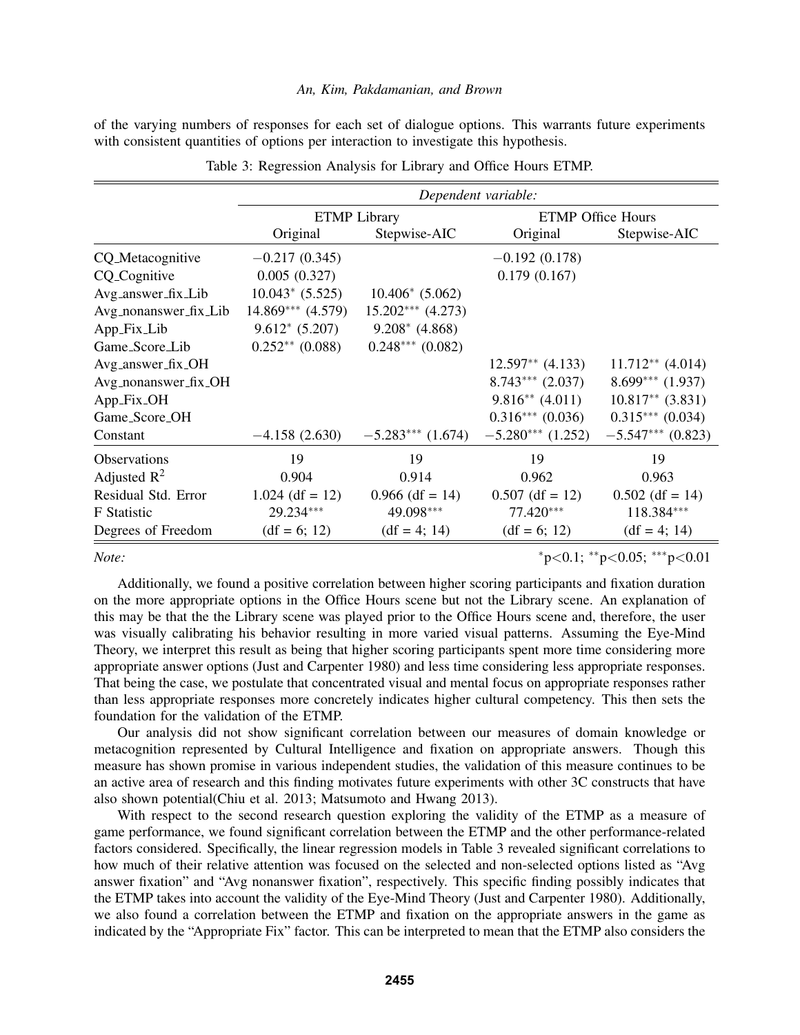of the varying numbers of responses for each set of dialogue options. This warrants future experiments with consistent quantities of options per interaction to investigate this hypothesis.

Table 3: Regression Analysis for Library and Office Hours ETMP.

| | *Dependent variable:* | | | |
|---|---|---|---|---|
| | ETMP Library | | ETMP Office Hours | |
| | Original | Stepwise-AIC | Original | Stepwise-AIC |
| CQ_Metacognitive | −0.217 (0.345) | | −0.192 (0.178) | |
| CQ_Cognitive | 0.005 (0.327) | | 0.179 (0.167) | |
| Avg_answer_fix_Lib | 10.043* (5.525) | 10.406* (5.062) | | |
| Avg_nonanswer_fix_Lib | 14.869*** (4.579) | 15.202*** (4.273) | | |
| App_Fix_Lib | 9.612* (5.207) | 9.208* (4.868) | | |
| Game_Score_Lib | 0.252** (0.088) | 0.248*** (0.082) | | |
| Avg_answer_fix_OH | | | 12.597** (4.133) | 11.712** (4.014) |
| Avg_nonanswer_fix_OH | | | 8.743*** (2.037) | 8.699*** (1.937) |
| App_Fix_OH | | | 9.816** (4.011) | 10.817** (3.831) |
| Game_Score_OH | | | 0.316*** (0.036) | 0.315*** (0.034) |
| Constant | −4.158 (2.630) | −5.283*** (1.674) | −5.280*** (1.252) | −5.547*** (0.823) |
| Observations | 19 | 19 | 19 | 19 |
| Adjusted $R^2$ | 0.904 | 0.914 | 0.962 | 0.963 |
| Residual Std. Error | 1.024 (df = 12) | 0.966 (df = 14) | 0.507 (df = 12) | 0.502 (df = 14) |
| F Statistic | 29.234*** | 49.098*** | 77.420*** | 118.384*** |
| Degrees of Freedom | (df = 6; 12) | (df = 4; 14) | (df = 6; 12) | (df = 4; 14) |

*Note:* *p<0.1; **p<0.05; ***p<0.01

Additionally, we found a positive correlation between higher scoring participants and fixation duration on the more appropriate options in the Office Hours scene but not the Library scene. An explanation of this may be that the the Library scene was played prior to the Office Hours scene and, therefore, the user was visually calibrating his behavior resulting in more varied visual patterns. Assuming the Eye-Mind Theory, we interpret this result as being that higher scoring participants spent more time considering more appropriate answer options (Just and Carpenter 1980) and less time considering less appropriate responses. That being the case, we postulate that concentrated visual and mental focus on appropriate responses rather than less appropriate responses more concretely indicates higher cultural competency. This then sets the foundation for the validation of the ETMP.

Our analysis did not show significant correlation between our measures of domain knowledge or metacognition represented by Cultural Intelligence and fixation on appropriate answers. Though this measure has shown promise in various independent studies, the validation of this measure continues to be an active area of research and this finding motivates future experiments with other 3C constructs that have also shown potential(Chiu et al. 2013; Matsumoto and Hwang 2013).

With respect to the second research question exploring the validity of the ETMP as a measure of game performance, we found significant correlation between the ETMP and the other performance-related factors considered. Specifically, the linear regression models in Table 3 revealed significant correlations to how much of their relative attention was focused on the selected and non-selected options listed as "Avg answer fixation" and "Avg nonanswer fixation", respectively. This specific finding possibly indicates that the ETMP takes into account the validity of the Eye-Mind Theory (Just and Carpenter 1980). Additionally, we also found a correlation between the ETMP and fixation on the appropriate answers in the game as indicated by the "Appropriate Fix" factor. This can be interpreted to mean that the ETMP also considers the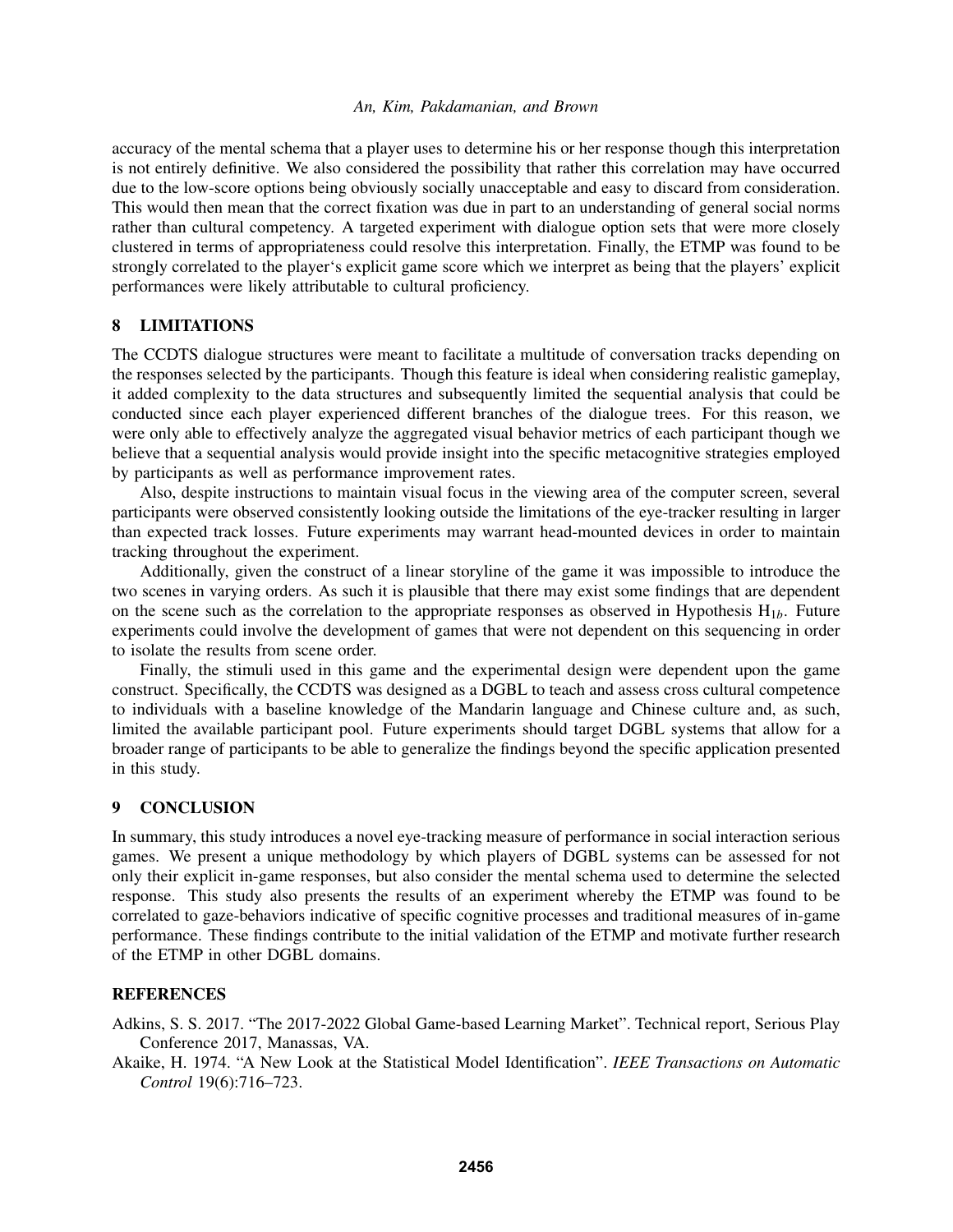accuracy of the mental schema that a player uses to determine his or her response though this interpretation is not entirely definitive. We also considered the possibility that rather this correlation may have occurred due to the low-score options being obviously socially unacceptable and easy to discard from consideration. This would then mean that the correct fixation was due in part to an understanding of general social norms rather than cultural competency. A targeted experiment with dialogue option sets that were more closely clustered in terms of appropriateness could resolve this interpretation. Finally, the ETMP was found to be strongly correlated to the player's explicit game score which we interpret as being that the players' explicit performances were likely attributable to cultural proficiency.

## 8 LIMITATIONS

The CCDTS dialogue structures were meant to facilitate a multitude of conversation tracks depending on the responses selected by the participants. Though this feature is ideal when considering realistic gameplay, it added complexity to the data structures and subsequently limited the sequential analysis that could be conducted since each player experienced different branches of the dialogue trees. For this reason, we were only able to effectively analyze the aggregated visual behavior metrics of each participant though we believe that a sequential analysis would provide insight into the specific metacognitive strategies employed by participants as well as performance improvement rates.

Also, despite instructions to maintain visual focus in the viewing area of the computer screen, several participants were observed consistently looking outside the limitations of the eye-tracker resulting in larger than expected track losses. Future experiments may warrant head-mounted devices in order to maintain tracking throughout the experiment.

Additionally, given the construct of a linear storyline of the game it was impossible to introduce the two scenes in varying orders. As such it is plausible that there may exist some findings that are dependent on the scene such as the correlation to the appropriate responses as observed in Hypothesis $H_{1b}$. Future experiments could involve the development of games that were not dependent on this sequencing in order to isolate the results from scene order.

Finally, the stimuli used in this game and the experimental design were dependent upon the game construct. Specifically, the CCDTS was designed as a DGBL to teach and assess cross cultural competence to individuals with a baseline knowledge of the Mandarin language and Chinese culture and, as such, limited the available participant pool. Future experiments should target DGBL systems that allow for a broader range of participants to be able to generalize the findings beyond the specific application presented in this study.

## 9 CONCLUSION

In summary, this study introduces a novel eye-tracking measure of performance in social interaction serious games. We present a unique methodology by which players of DGBL systems can be assessed for not only their explicit in-game responses, but also consider the mental schema used to determine the selected response. This study also presents the results of an experiment whereby the ETMP was found to be correlated to gaze-behaviors indicative of specific cognitive processes and traditional measures of in-game performance. These findings contribute to the initial validation of the ETMP and motivate further research of the ETMP in other DGBL domains.

## REFERENCES

Adkins, S. S. 2017. "The 2017-2022 Global Game-based Learning Market". Technical report, Serious Play Conference 2017, Manassas, VA.

Akaike, H. 1974. "A New Look at the Statistical Model Identification". *IEEE Transactions on Automatic Control* 19(6):716–723.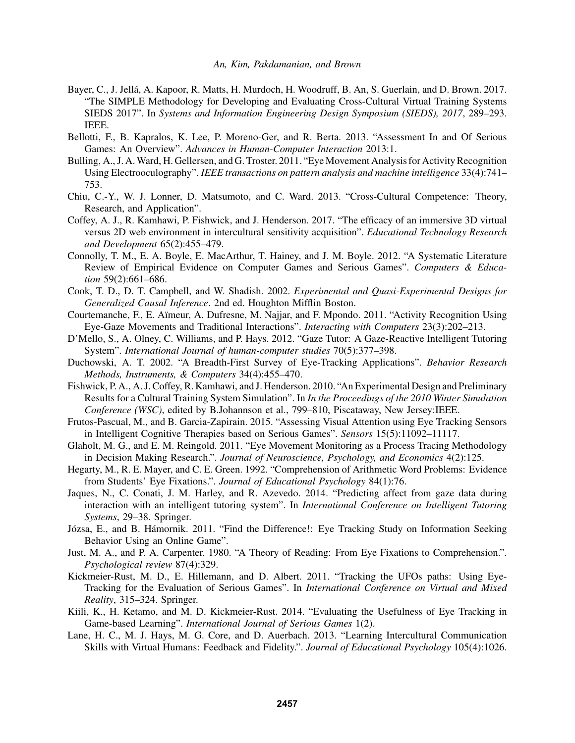Bayer, C., J. Jellá, A. Kapoor, R. Matts, H. Murdoch, H. Woodruff, B. An, S. Guerlain, and D. Brown. 2017. "The SIMPLE Methodology for Developing and Evaluating Cross-Cultural Virtual Training Systems SIEDS 2017". In *Systems and Information Engineering Design Symposium (SIEDS), 2017*, 289–293. IEEE.

Bellotti, F., B. Kapralos, K. Lee, P. Moreno-Ger, and R. Berta. 2013. "Assessment In and Of Serious Games: An Overview". *Advances in Human-Computer Interaction* 2013:1.

Bulling, A., J. A. Ward, H. Gellersen, and G. Troster. 2011. "Eye Movement Analysis for Activity Recognition Using Electrooculography". *IEEE transactions on pattern analysis and machine intelligence* 33(4):741–753.

Chiu, C.-Y., W. J. Lonner, D. Matsumoto, and C. Ward. 2013. "Cross-Cultural Competence: Theory, Research, and Application".

Coffey, A. J., R. Kamhawi, P. Fishwick, and J. Henderson. 2017. "The efficacy of an immersive 3D virtual versus 2D web environment in intercultural sensitivity acquisition". *Educational Technology Research and Development* 65(2):455–479.

Connolly, T. M., E. A. Boyle, E. MacArthur, T. Hainey, and J. M. Boyle. 2012. "A Systematic Literature Review of Empirical Evidence on Computer Games and Serious Games". *Computers & Education* 59(2):661–686.

Cook, T. D., D. T. Campbell, and W. Shadish. 2002. *Experimental and Quasi-Experimental Designs for Generalized Causal Inference*. 2nd ed. Houghton Mifflin Boston.

Courtemanche, F., E. Aïmeur, A. Dufresne, M. Najjar, and F. Mpondo. 2011. "Activity Recognition Using Eye-Gaze Movements and Traditional Interactions". *Interacting with Computers* 23(3):202–213.

D'Mello, S., A. Olney, C. Williams, and P. Hays. 2012. "Gaze Tutor: A Gaze-Reactive Intelligent Tutoring System". *International Journal of human-computer studies* 70(5):377–398.

Duchowski, A. T. 2002. "A Breadth-First Survey of Eye-Tracking Applications". *Behavior Research Methods, Instruments, & Computers* 34(4):455–470.

Fishwick, P. A., A. J. Coffey, R. Kamhawi, and J. Henderson. 2010. "An Experimental Design and Preliminary Results for a Cultural Training System Simulation". In *In the Proceedings of the 2010 Winter Simulation Conference (WSC)*, edited by B.Johannson et al., 799–810, Piscataway, New Jersey:IEEE.

Frutos-Pascual, M., and B. Garcia-Zapirain. 2015. "Assessing Visual Attention using Eye Tracking Sensors in Intelligent Cognitive Therapies based on Serious Games". *Sensors* 15(5):11092–11117.

Glaholt, M. G., and E. M. Reingold. 2011. "Eye Movement Monitoring as a Process Tracing Methodology in Decision Making Research.". *Journal of Neuroscience, Psychology, and Economics* 4(2):125.

Hegarty, M., R. E. Mayer, and C. E. Green. 1992. "Comprehension of Arithmetic Word Problems: Evidence from Students' Eye Fixations.". *Journal of Educational Psychology* 84(1):76.

Jaques, N., C. Conati, J. M. Harley, and R. Azevedo. 2014. "Predicting affect from gaze data during interaction with an intelligent tutoring system". In *International Conference on Intelligent Tutoring Systems*, 29–38. Springer.

Józsa, E., and B. Hámornik. 2011. "Find the Difference!: Eye Tracking Study on Information Seeking Behavior Using an Online Game".

Just, M. A., and P. A. Carpenter. 1980. "A Theory of Reading: From Eye Fixations to Comprehension.". *Psychological review* 87(4):329.

Kickmeier-Rust, M. D., E. Hillemann, and D. Albert. 2011. "Tracking the UFOs paths: Using Eye-Tracking for the Evaluation of Serious Games". In *International Conference on Virtual and Mixed Reality*, 315–324. Springer.

Kiili, K., H. Ketamo, and M. D. Kickmeier-Rust. 2014. "Evaluating the Usefulness of Eye Tracking in Game-based Learning". *International Journal of Serious Games* 1(2).

Lane, H. C., M. J. Hays, M. G. Core, and D. Auerbach. 2013. "Learning Intercultural Communication Skills with Virtual Humans: Feedback and Fidelity.". *Journal of Educational Psychology* 105(4):1026.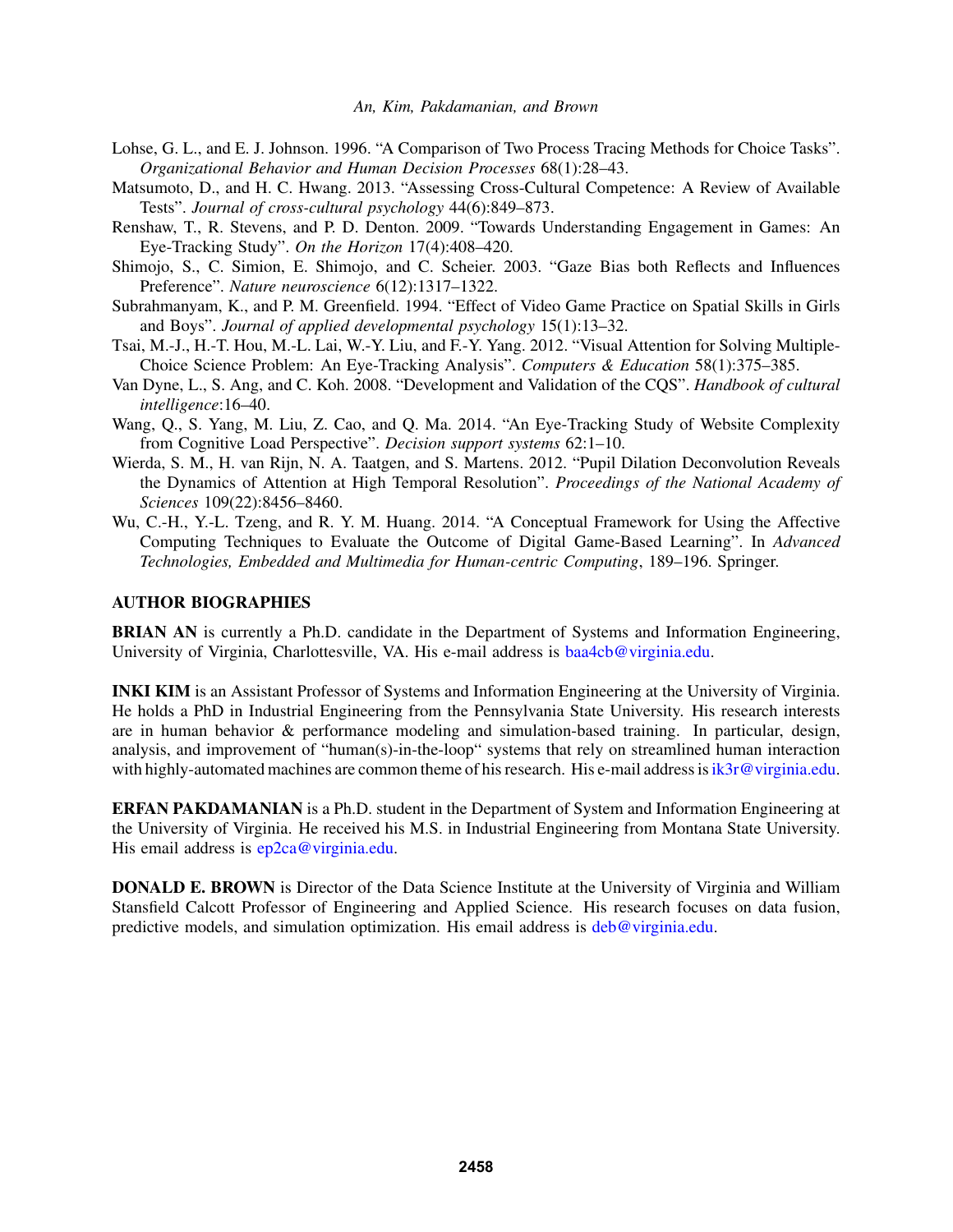- Lohse, G. L., and E. J. Johnson. 1996. "A Comparison of Two Process Tracing Methods for Choice Tasks". *Organizational Behavior and Human Decision Processes* 68(1):28–43.
- Matsumoto, D., and H. C. Hwang. 2013. "Assessing Cross-Cultural Competence: A Review of Available Tests". *Journal of cross-cultural psychology* 44(6):849–873.
- Renshaw, T., R. Stevens, and P. D. Denton. 2009. "Towards Understanding Engagement in Games: An Eye-Tracking Study". *On the Horizon* 17(4):408–420.
- Shimojo, S., C. Simion, E. Shimojo, and C. Scheier. 2003. "Gaze Bias both Reflects and Influences Preference". *Nature neuroscience* 6(12):1317–1322.
- Subrahmanyam, K., and P. M. Greenfield. 1994. "Effect of Video Game Practice on Spatial Skills in Girls and Boys". *Journal of applied developmental psychology* 15(1):13–32.
- Tsai, M.-J., H.-T. Hou, M.-L. Lai, W.-Y. Liu, and F.-Y. Yang. 2012. "Visual Attention for Solving Multiple-Choice Science Problem: An Eye-Tracking Analysis". *Computers & Education* 58(1):375–385.
- Van Dyne, L., S. Ang, and C. Koh. 2008. "Development and Validation of the CQS". *Handbook of cultural intelligence*:16–40.
- Wang, Q., S. Yang, M. Liu, Z. Cao, and Q. Ma. 2014. "An Eye-Tracking Study of Website Complexity from Cognitive Load Perspective". *Decision support systems* 62:1–10.
- Wierda, S. M., H. van Rijn, N. A. Taatgen, and S. Martens. 2012. "Pupil Dilation Deconvolution Reveals the Dynamics of Attention at High Temporal Resolution". *Proceedings of the National Academy of Sciences* 109(22):8456–8460.
- Wu, C.-H., Y.-L. Tzeng, and R. Y. M. Huang. 2014. "A Conceptual Framework for Using the Affective Computing Techniques to Evaluate the Outcome of Digital Game-Based Learning". In *Advanced Technologies, Embedded and Multimedia for Human-centric Computing*, 189–196. Springer.

## AUTHOR BIOGRAPHIES

**BRIAN AN** is currently a Ph.D. candidate in the Department of Systems and Information Engineering, University of Virginia, Charlottesville, VA. His e-mail address is baa4cb@virginia.edu.

**INKI KIM** is an Assistant Professor of Systems and Information Engineering at the University of Virginia. He holds a PhD in Industrial Engineering from the Pennsylvania State University. His research interests are in human behavior & performance modeling and simulation-based training. In particular, design, analysis, and improvement of "human(s)-in-the-loop" systems that rely on streamlined human interaction with highly-automated machines are common theme of his research. His e-mail address is ik3r@virginia.edu.

**ERFAN PAKDAMANIAN** is a Ph.D. student in the Department of System and Information Engineering at the University of Virginia. He received his M.S. in Industrial Engineering from Montana State University. His email address is ep2ca@virginia.edu.

**DONALD E. BROWN** is Director of the Data Science Institute at the University of Virginia and William Stansfield Calcott Professor of Engineering and Applied Science. His research focuses on data fusion, predictive models, and simulation optimization. His email address is deb@virginia.edu.